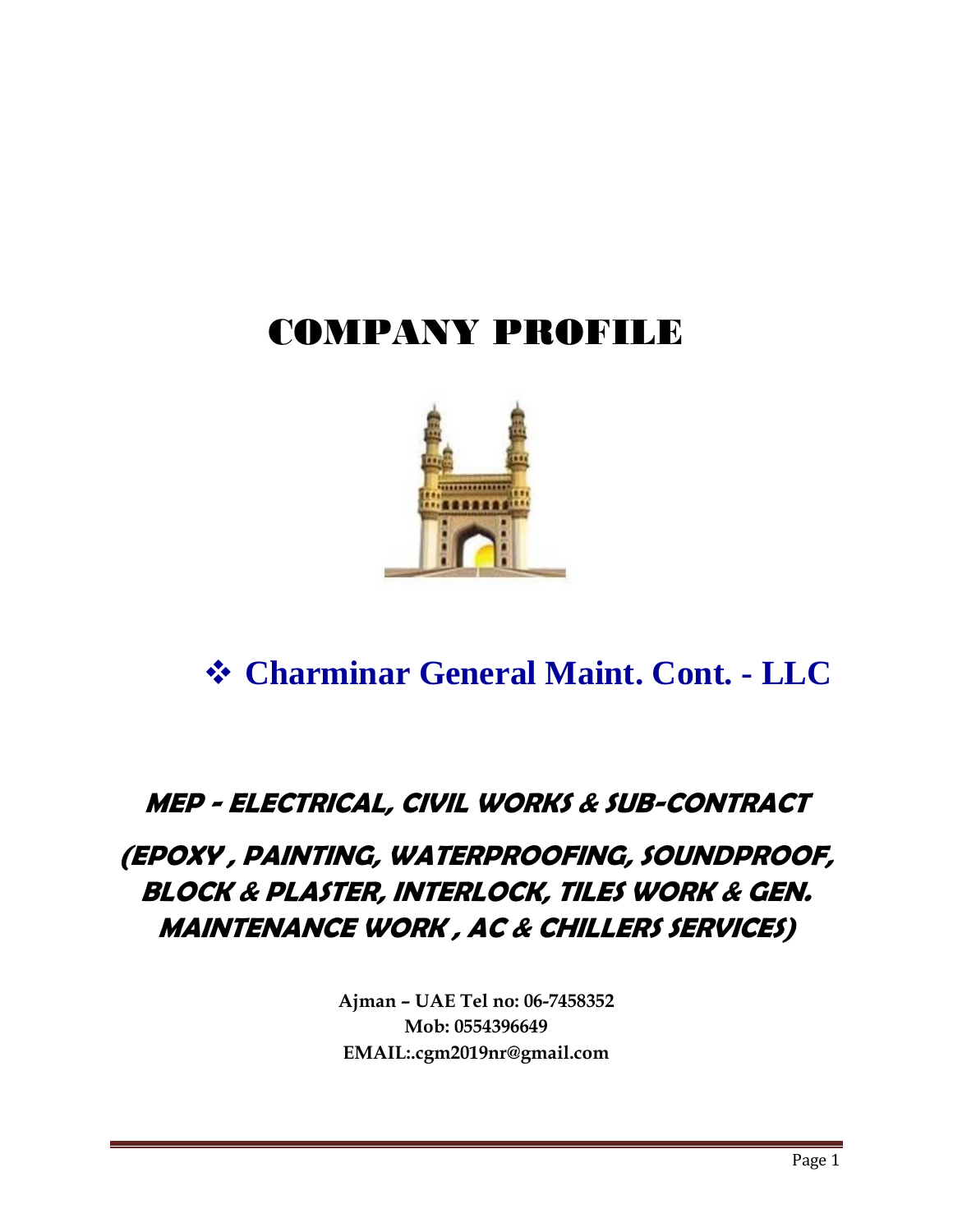# COMPANY PROFILE

## ❖ Charminar General Maint. Cont. - LLC

### MEP - ELECTRICAL, CIVIL WORKS & SUB-CONTRACT

### (EPOXY , PAINTING, WATERPROOFING, SOUNDPROOF, BLOCK & PLASTER, INTERLOCK, TILES WORK & GEN. MAINTENANCE WORK , AC & CHILLERS SERVICES)

**Ajman – UAE Tel no: 06-7458352**
**Mob: 0554396649**
**EMAIL:.cgm2019nr@gmail.com**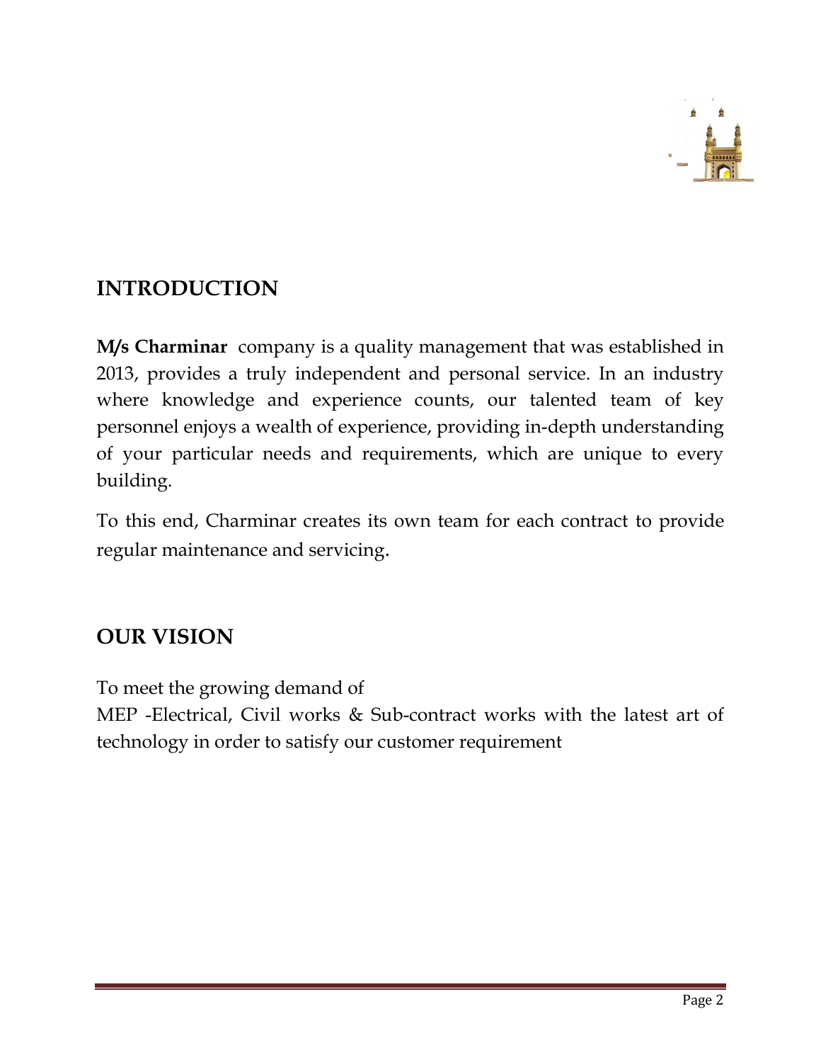## INTRODUCTION

**M/s Charminar** company is a quality management that was established in 2013, provides a truly independent and personal service. In an industry where knowledge and experience counts, our talented team of key personnel enjoys a wealth of experience, providing in-depth understanding of your particular needs and requirements, which are unique to every building.

To this end, Charminar creates its own team for each contract to provide regular maintenance and servicing.

## OUR VISION

To meet the growing demand of
MEP -Electrical, Civil works & Sub-contract works with the latest art of technology in order to satisfy our customer requirement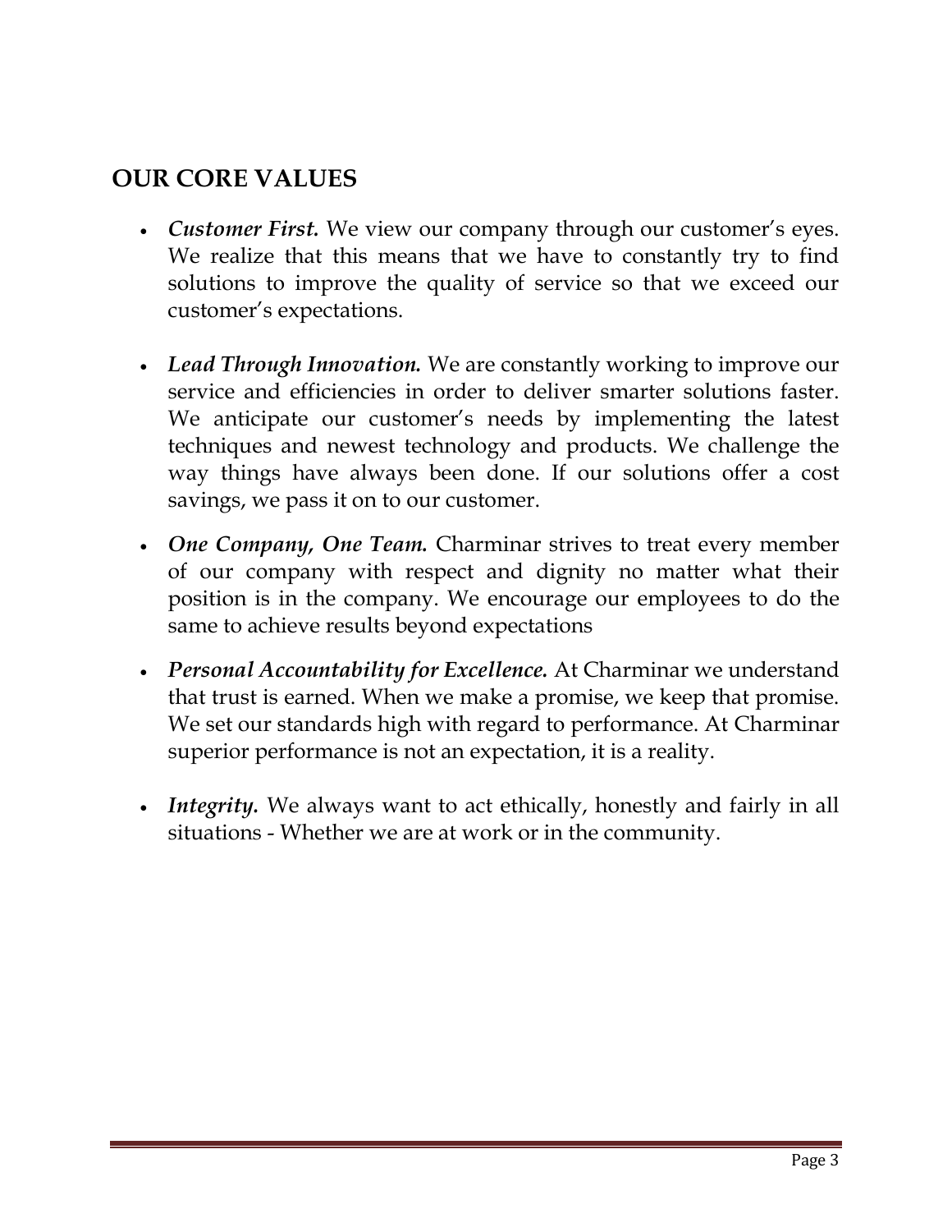## OUR CORE VALUES

- ***Customer First.*** We view our company through our customer's eyes. We realize that this means that we have to constantly try to find solutions to improve the quality of service so that we exceed our customer's expectations.

- ***Lead Through Innovation.*** We are constantly working to improve our service and efficiencies in order to deliver smarter solutions faster. We anticipate our customer's needs by implementing the latest techniques and newest technology and products. We challenge the way things have always been done. If our solutions offer a cost savings, we pass it on to our customer.

- ***One Company, One Team.*** Charminar strives to treat every member of our company with respect and dignity no matter what their position is in the company. We encourage our employees to do the same to achieve results beyond expectations

- ***Personal Accountability for Excellence.*** At Charminar we understand that trust is earned. When we make a promise, we keep that promise. We set our standards high with regard to performance. At Charminar superior performance is not an expectation, it is a reality.

- ***Integrity.*** We always want to act ethically, honestly and fairly in all situations - Whether we are at work or in the community.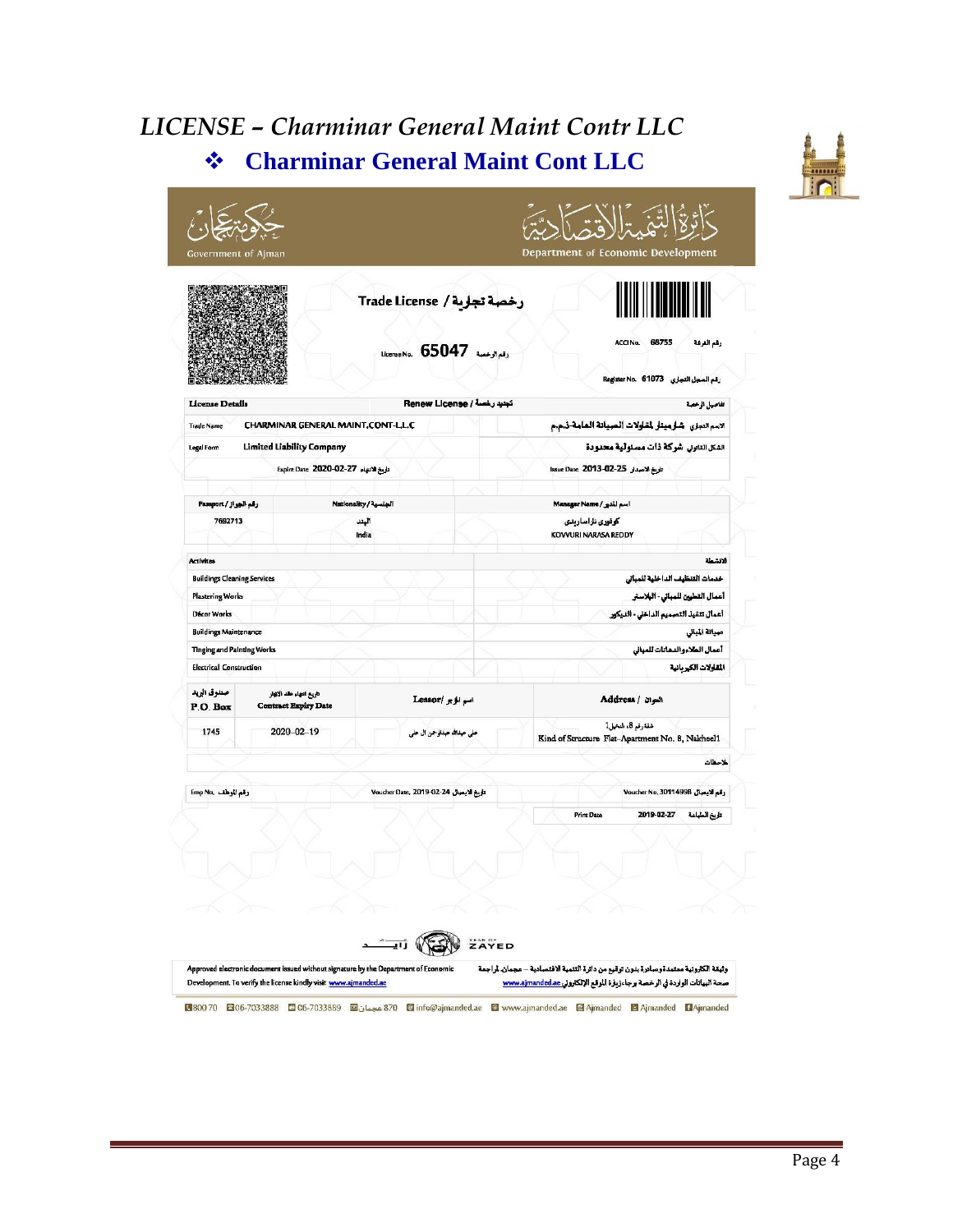# *LICENSE – Charminar General Maint Contr LLC*

## ❖ Charminar General Maint Cont LLC

حكومة عجمان
Government of Ajman

دائرة التنمية الاقتصادية
Department of Economic Development

**Trade License / رخصة تجارية**

License No. **65047** رقم الرخصة

ACCI No. 68755 رقم الغرفة

Register No. 61073 رقم السجل التجاري

| License Details | Renew License / تجديد رخصة | تفاصيل الرخصة |
|---|---|---|
| Trade Name: CHARMINAR GENERAL MAINT.CONT-L.L.C | | الاسم التجاري: شارمينار لمقاولات الصيانة العامة-ذ.م.م |
| Legal Form: Limited Liability Company | | الشكل القانوني: شركة ذات مسئولية محدودة |
| Expire Date 2020-02-27 تاريخ الانتهاء | | Issue Date 2013-02-25 تاريخ الاصدار |

| Passport / رقم الجواز | Nationality / الجنسية | Manager Name / اسم المدير |
|---|---|---|
| 7692713 | الهند India | كوفوري نراسا ريدي KOVVURI NARASA REDDY |

| Activities | الانشطة |
|---|---|
| Buildings Cleaning Services | خدمات التنظيف الداخلية للمباني |
| Plastering Works | أعمال التطيين للمباني - البلاستر |
| Décor Works | أعمال تنفيذ التصميم الداخلي - الديكور |
| Buildings Maintenance | صيانة المباني |
| Tinging and Painting Works | أعمال الطلاء والدهانات للمباني |
| Electrical Construction | المقاولات الكهربائية |

| صندوق البريد P.O. Box | تاريخ انتهاء عقد الايجار Contract Expiry Date | Lessor / اسم المؤجر | Address / العنوان |
|---|---|---|---|
| 1745 | 2020-02-19 | علي عبدالله عبدالرحمن ال علي | شقة رقم 8، النخيل 1 Kind of Structure Flat-Apartment No. 8, Nakheel1 |

ملاحظات

Emp No. رقم الموظف | Voucher Date, 2019-02-24 تاريخ الايصال | Voucher No. 30114958 رقم الايصال

Print Date 2019-02-27 تاريخ الطباعة

عام زايد YEAR OF ZAYED

Approved electronic document issued without signature by the Department of Economic Development. To verify the license kindly visit www.ajmanded.ae

وثيقة الكترونية معتمدة وصادرة بدون توقيع من دائرة التنمية الاقتصادية – عجمان. لمراجعة صحة البيانات الواردة في الرخصة يرجى زيارة الموقع الإلكتروني www.ajmanded.ae

80070 | 06-7033888 | 06-7033869 | 870 عجمان | info@ajmanded.ae | www.ajmanded.ae | Ajmanded | Ajmanded | Ajmanded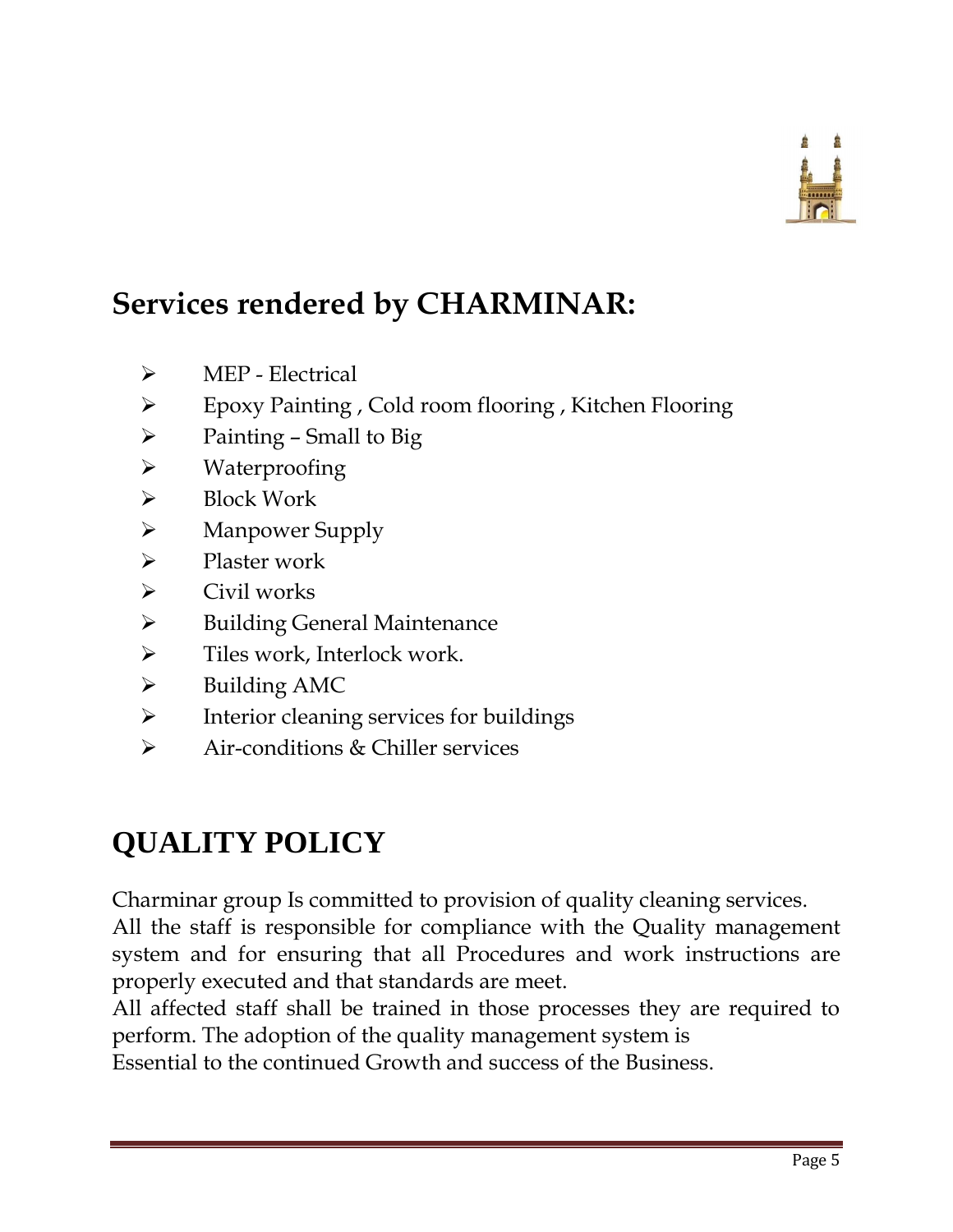## Services rendered by CHARMINAR:

- MEP - Electrical
- Epoxy Painting , Cold room flooring , Kitchen Flooring
- Painting – Small to Big
- Waterproofing
- Block Work
- Manpower Supply
- Plaster work
- Civil works
- Building General Maintenance
- Tiles work, Interlock work.
- Building AMC
- Interior cleaning services for buildings
- Air-conditions & Chiller services

## QUALITY POLICY

Charminar group Is committed to provision of quality cleaning services.
All the staff is responsible for compliance with the Quality management system and for ensuring that all Procedures and work instructions are properly executed and that standards are meet.
All affected staff shall be trained in those processes they are required to perform. The adoption of the quality management system is
Essential to the continued Growth and success of the Business.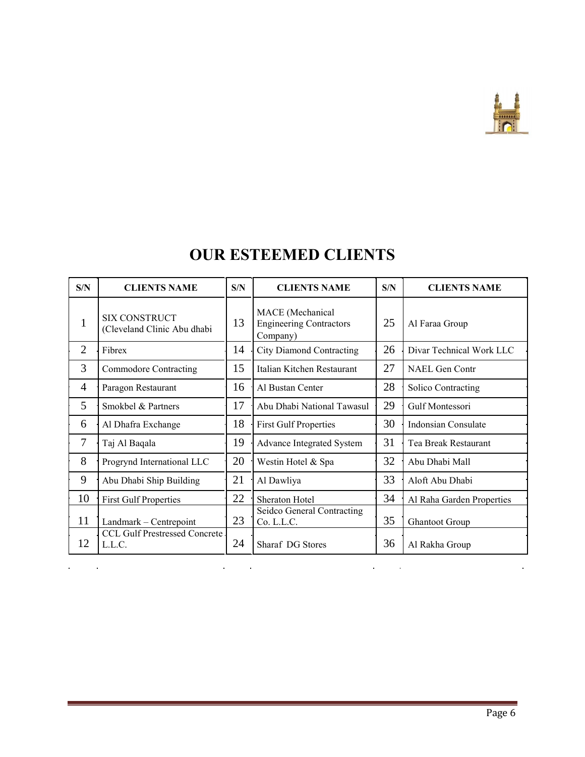# OUR ESTEEMED CLIENTS

| S/N | CLIENTS NAME | S/N | CLIENTS NAME | S/N | CLIENTS NAME |
|---|---|---|---|---|---|
| 1 | SIX CONSTRUCT (Cleveland Clinic Abu dhabi | 13 | MACE (Mechanical Engineering Contractors Company) | 25 | Al Faraa Group |
| 2 | Fibrex | 14 | City Diamond Contracting | 26 | Divar Technical Work LLC |
| 3 | Commodore Contracting | 15 | Italian Kitchen Restaurant | 27 | NAEL Gen Contr |
| 4 | Paragon Restaurant | 16 | Al Bustan Center | 28 | Solico Contracting |
| 5 | Smokbel & Partners | 17 | Abu Dhabi National Tawasul | 29 | Gulf Montessori |
| 6 | Al Dhafra Exchange | 18 | First Gulf Properties | 30 | Indonsian Consulate |
| 7 | Taj Al Baqala | 19 | Advance Integrated System | 31 | Tea Break Restaurant |
| 8 | Progrynd International LLC | 20 | Westin Hotel & Spa | 32 | Abu Dhabi Mall |
| 9 | Abu Dhabi Ship Building | 21 | Al Dawliya | 33 | Aloft Abu Dhabi |
| 10 | First Gulf Properties | 22 | Sheraton Hotel | 34 | Al Raha Garden Properties |
| 11 | Landmark – Centrepoint | 23 | Seidco General Contracting Co. L.L.C. | 35 | Ghantoot Group |
| 12 | CCL Gulf Prestressed Concrete L.L.C. | 24 | Sharaf DG Stores | 36 | Al Rakha Group |